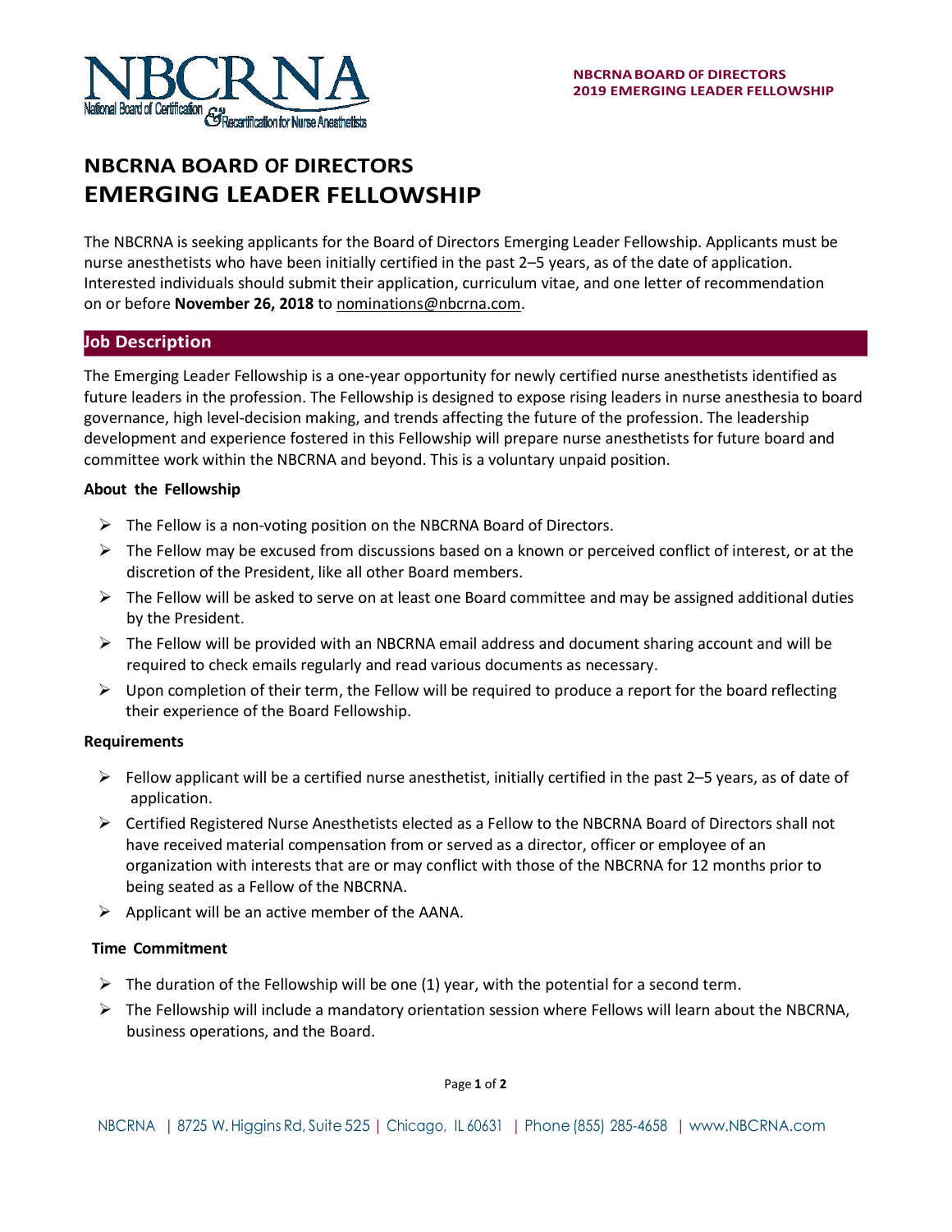# NBCRNA BOARD OF DIRECTORS
# EMERGING LEADER FELLOWSHIP

The NBCRNA is seeking applicants for the Board of Directors Emerging Leader Fellowship. Applicants must be nurse anesthetists who have been initially certified in the past 2–5 years, as of the date of application. Interested individuals should submit their application, curriculum vitae, and one letter of recommendation on or before **November 26, 2018** to nominations@nbcrna.com.

## Job Description

The Emerging Leader Fellowship is a one-year opportunity for newly certified nurse anesthetists identified as future leaders in the profession. The Fellowship is designed to expose rising leaders in nurse anesthesia to board governance, high level-decision making, and trends affecting the future of the profession. The leadership development and experience fostered in this Fellowship will prepare nurse anesthetists for future board and committee work within the NBCRNA and beyond. This is a voluntary unpaid position.

### About the Fellowship

- The Fellow is a non-voting position on the NBCRNA Board of Directors.
- The Fellow may be excused from discussions based on a known or perceived conflict of interest, or at the discretion of the President, like all other Board members.
- The Fellow will be asked to serve on at least one Board committee and may be assigned additional duties by the President.
- The Fellow will be provided with an NBCRNA email address and document sharing account and will be required to check emails regularly and read various documents as necessary.
- Upon completion of their term, the Fellow will be required to produce a report for the board reflecting their experience of the Board Fellowship.

### Requirements

- Fellow applicant will be a certified nurse anesthetist, initially certified in the past 2–5 years, as of date of application.
- Certified Registered Nurse Anesthetists elected as a Fellow to the NBCRNA Board of Directors shall not have received material compensation from or served as a director, officer or employee of an organization with interests that are or may conflict with those of the NBCRNA for 12 months prior to being seated as a Fellow of the NBCRNA.
- Applicant will be an active member of the AANA.

### Time Commitment

- The duration of the Fellowship will be one (1) year, with the potential for a second term.
- The Fellowship will include a mandatory orientation session where Fellows will learn about the NBCRNA, business operations, and the Board.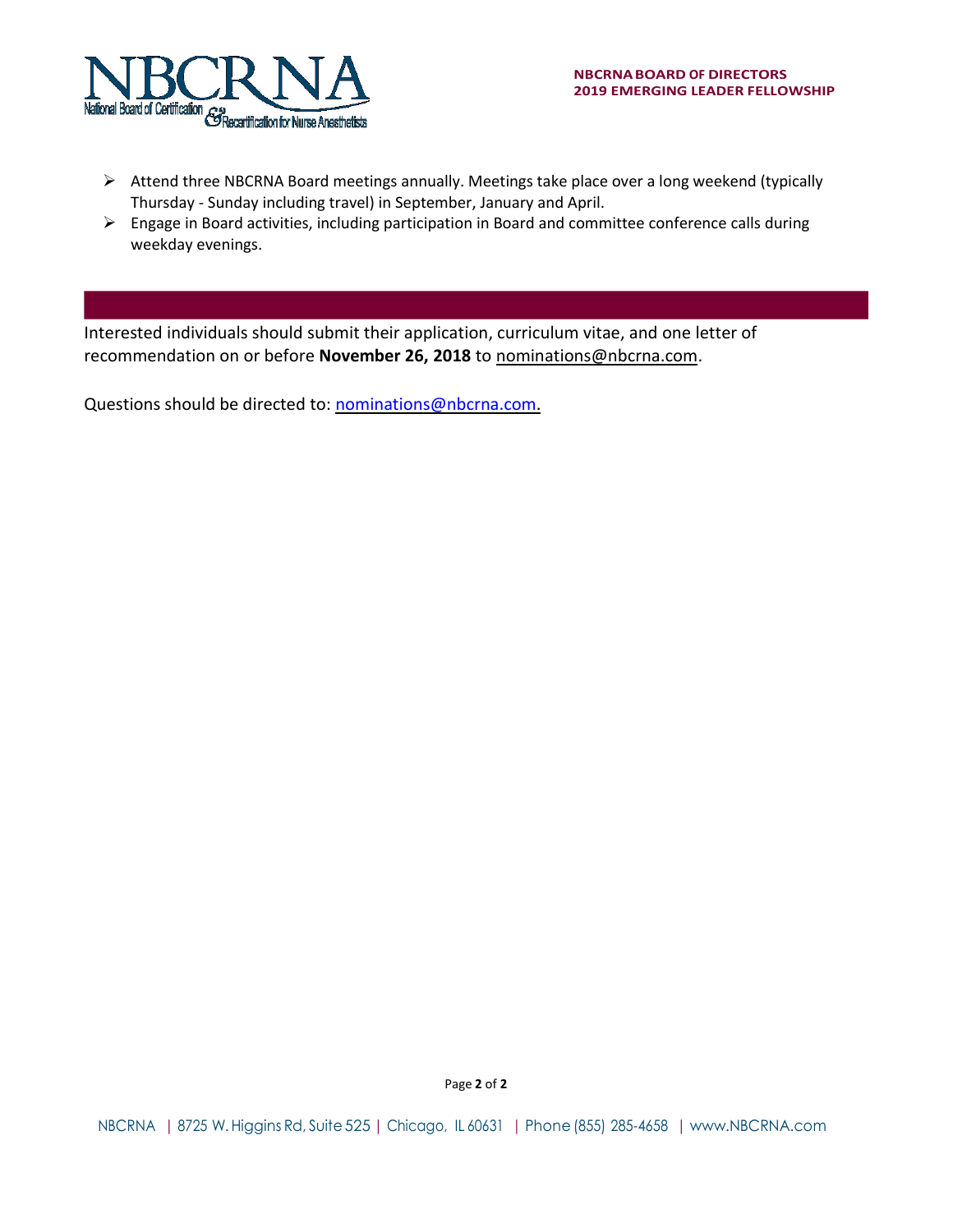- Attend three NBCRNA Board meetings annually. Meetings take place over a long weekend (typically Thursday - Sunday including travel) in September, January and April.
- Engage in Board activities, including participation in Board and committee conference calls during weekday evenings.

Interested individuals should submit their application, curriculum vitae, and one letter of recommendation on or before **November 26, 2018** to nominations@nbcrna.com.

Questions should be directed to: nominations@nbcrna.com.